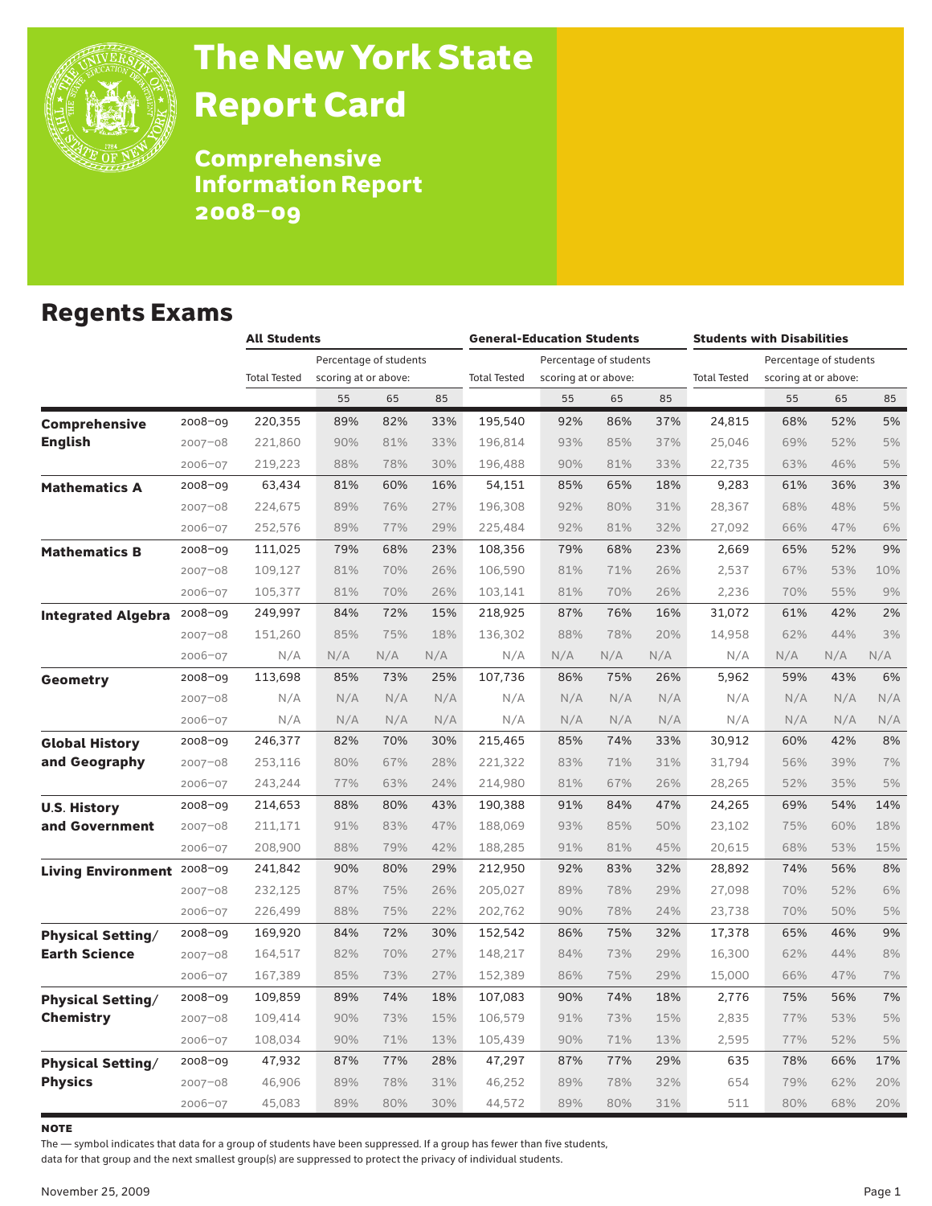# The New York State Report Card

## Comprehensive Information Report 2008–09

## Regents Exams

| | | All Students | | | | General-Education Students | | | | Students with Disabilities | | | |
|---|---|---|---|---|---|---|---|---|---|---|---|---|---|
| | | Total Tested | Percentage of students scoring at or above: | | | Total Tested | Percentage of students scoring at or above: | | | Total Tested | Percentage of students scoring at or above: | | |
| | | | 55 | 65 | 85 | | 55 | 65 | 85 | | 55 | 65 | 85 |
| **Comprehensive English** | 2008–09 | 220,355 | 89% | 82% | 33% | 195,540 | 92% | 86% | 37% | 24,815 | 68% | 52% | 5% |
| | 2007–08 | 221,860 | 90% | 81% | 33% | 196,814 | 93% | 85% | 37% | 25,046 | 69% | 52% | 5% |
| | 2006–07 | 219,223 | 88% | 78% | 30% | 196,488 | 90% | 81% | 33% | 22,735 | 63% | 46% | 5% |
| **Mathematics A** | 2008–09 | 63,434 | 81% | 60% | 16% | 54,151 | 85% | 65% | 18% | 9,283 | 61% | 36% | 3% |
| | 2007–08 | 224,675 | 89% | 76% | 27% | 196,308 | 92% | 80% | 31% | 28,367 | 68% | 48% | 5% |
| | 2006–07 | 252,576 | 89% | 77% | 29% | 225,484 | 92% | 81% | 32% | 27,092 | 66% | 47% | 6% |
| **Mathematics B** | 2008–09 | 111,025 | 79% | 68% | 23% | 108,356 | 79% | 68% | 23% | 2,669 | 65% | 52% | 9% |
| | 2007–08 | 109,127 | 81% | 70% | 26% | 106,590 | 81% | 71% | 26% | 2,537 | 67% | 53% | 10% |
| | 2006–07 | 105,377 | 81% | 70% | 26% | 103,141 | 81% | 70% | 26% | 2,236 | 70% | 55% | 9% |
| **Integrated Algebra** | 2008–09 | 249,997 | 84% | 72% | 15% | 218,925 | 87% | 76% | 16% | 31,072 | 61% | 42% | 2% |
| | 2007–08 | 151,260 | 85% | 75% | 18% | 136,302 | 88% | 78% | 20% | 14,958 | 62% | 44% | 3% |
| | 2006–07 | N/A | N/A | N/A | N/A | N/A | N/A | N/A | N/A | N/A | N/A | N/A | N/A |
| **Geometry** | 2008–09 | 113,698 | 85% | 73% | 25% | 107,736 | 86% | 75% | 26% | 5,962 | 59% | 43% | 6% |
| | 2007–08 | N/A | N/A | N/A | N/A | N/A | N/A | N/A | N/A | N/A | N/A | N/A | N/A |
| | 2006–07 | N/A | N/A | N/A | N/A | N/A | N/A | N/A | N/A | N/A | N/A | N/A | N/A |
| **Global History and Geography** | 2008–09 | 246,377 | 82% | 70% | 30% | 215,465 | 85% | 74% | 33% | 30,912 | 60% | 42% | 8% |
| | 2007–08 | 253,116 | 80% | 67% | 28% | 221,322 | 83% | 71% | 31% | 31,794 | 56% | 39% | 7% |
| | 2006–07 | 243,244 | 77% | 63% | 24% | 214,980 | 81% | 67% | 26% | 28,265 | 52% | 35% | 5% |
| **U.S. History and Government** | 2008–09 | 214,653 | 88% | 80% | 43% | 190,388 | 91% | 84% | 47% | 24,265 | 69% | 54% | 14% |
| | 2007–08 | 211,171 | 91% | 83% | 47% | 188,069 | 93% | 85% | 50% | 23,102 | 75% | 60% | 18% |
| | 2006–07 | 208,900 | 88% | 79% | 42% | 188,285 | 91% | 81% | 45% | 20,615 | 68% | 53% | 15% |
| **Living Environment** | 2008–09 | 241,842 | 90% | 80% | 29% | 212,950 | 92% | 83% | 32% | 28,892 | 74% | 56% | 8% |
| | 2007–08 | 232,125 | 87% | 75% | 26% | 205,027 | 89% | 78% | 29% | 27,098 | 70% | 52% | 6% |
| | 2006–07 | 226,499 | 88% | 75% | 22% | 202,762 | 90% | 78% | 24% | 23,738 | 70% | 50% | 5% |
| **Physical Setting/ Earth Science** | 2008–09 | 169,920 | 84% | 72% | 30% | 152,542 | 86% | 75% | 32% | 17,378 | 65% | 46% | 9% |
| | 2007–08 | 164,517 | 82% | 70% | 27% | 148,217 | 84% | 73% | 29% | 16,300 | 62% | 44% | 8% |
| | 2006–07 | 167,389 | 85% | 73% | 27% | 152,389 | 86% | 75% | 29% | 15,000 | 66% | 47% | 7% |
| **Physical Setting/ Chemistry** | 2008–09 | 109,859 | 89% | 74% | 18% | 107,083 | 90% | 74% | 18% | 2,776 | 75% | 56% | 7% |
| | 2007–08 | 109,414 | 90% | 73% | 15% | 106,579 | 91% | 73% | 15% | 2,835 | 77% | 53% | 5% |
| | 2006–07 | 108,034 | 90% | 71% | 13% | 105,439 | 90% | 71% | 13% | 2,595 | 77% | 52% | 5% |
| **Physical Setting/ Physics** | 2008–09 | 47,932 | 87% | 77% | 28% | 47,297 | 87% | 77% | 29% | 635 | 78% | 66% | 17% |
| | 2007–08 | 46,906 | 89% | 78% | 31% | 46,252 | 89% | 78% | 32% | 654 | 79% | 62% | 20% |
| | 2006–07 | 45,083 | 89% | 80% | 30% | 44,572 | 89% | 80% | 31% | 511 | 80% | 68% | 20% |

**NOTE**

The — symbol indicates that data for a group of students have been suppressed. If a group has fewer than five students, data for that group and the next smallest group(s) are suppressed to protect the privacy of individual students.

November 25, 2009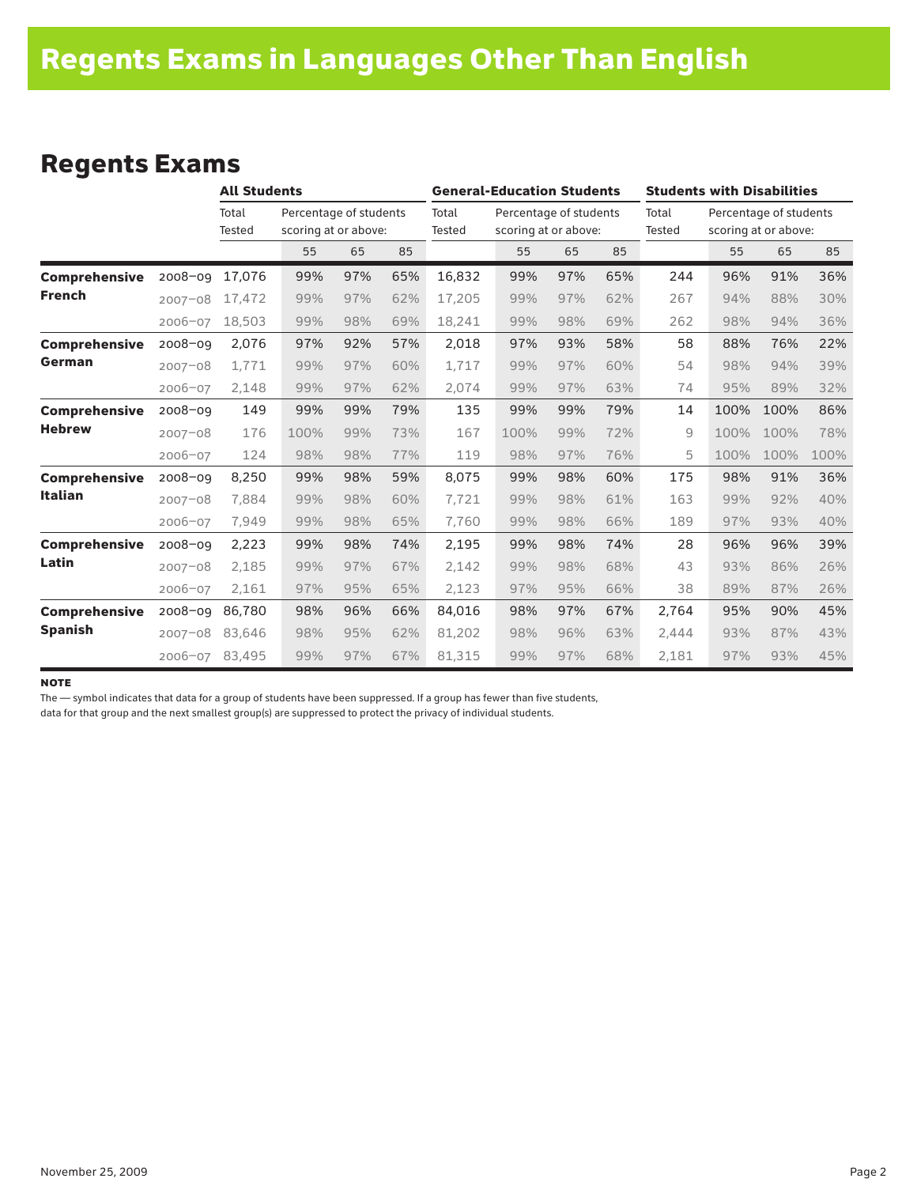# Regents Exams in Languages Other Than English

## Regents Exams

| | | All Students | | | | General-Education Students | | | | Students with Disabilities | | | |
|---|---|---|---|---|---|---|---|---|---|---|---|---|---|
| | | Total Tested | Percentage of students scoring at or above: | | | Total Tested | Percentage of students scoring at or above: | | | Total Tested | Percentage of students scoring at or above: | | |
| | | | 55 | 65 | 85 | | 55 | 65 | 85 | | 55 | 65 | 85 |
| **Comprehensive French** | 2008–09 | 17,076 | 99% | 97% | 65% | 16,832 | 99% | 97% | 65% | 244 | 96% | 91% | 36% |
| | 2007–08 | 17,472 | 99% | 97% | 62% | 17,205 | 99% | 97% | 62% | 267 | 94% | 88% | 30% |
| | 2006–07 | 18,503 | 99% | 98% | 69% | 18,241 | 99% | 98% | 69% | 262 | 98% | 94% | 36% |
| **Comprehensive German** | 2008–09 | 2,076 | 97% | 92% | 57% | 2,018 | 97% | 93% | 58% | 58 | 88% | 76% | 22% |
| | 2007–08 | 1,771 | 99% | 97% | 60% | 1,717 | 99% | 97% | 60% | 54 | 98% | 94% | 39% |
| | 2006–07 | 2,148 | 99% | 97% | 62% | 2,074 | 99% | 97% | 63% | 74 | 95% | 89% | 32% |
| **Comprehensive Hebrew** | 2008–09 | 149 | 99% | 99% | 79% | 135 | 99% | 99% | 79% | 14 | 100% | 100% | 86% |
| | 2007–08 | 176 | 100% | 99% | 73% | 167 | 100% | 99% | 72% | 9 | 100% | 100% | 78% |
| | 2006–07 | 124 | 98% | 98% | 77% | 119 | 98% | 97% | 76% | 5 | 100% | 100% | 100% |
| **Comprehensive Italian** | 2008–09 | 8,250 | 99% | 98% | 59% | 8,075 | 99% | 98% | 60% | 175 | 98% | 91% | 36% |
| | 2007–08 | 7,884 | 99% | 98% | 60% | 7,721 | 99% | 98% | 61% | 163 | 99% | 92% | 40% |
| | 2006–07 | 7,949 | 99% | 98% | 65% | 7,760 | 99% | 98% | 66% | 189 | 97% | 93% | 40% |
| **Comprehensive Latin** | 2008–09 | 2,223 | 99% | 98% | 74% | 2,195 | 99% | 98% | 74% | 28 | 96% | 96% | 39% |
| | 2007–08 | 2,185 | 99% | 97% | 67% | 2,142 | 99% | 98% | 68% | 43 | 93% | 86% | 26% |
| | 2006–07 | 2,161 | 97% | 95% | 65% | 2,123 | 97% | 95% | 66% | 38 | 89% | 87% | 26% |
| **Comprehensive Spanish** | 2008–09 | 86,780 | 98% | 96% | 66% | 84,016 | 98% | 97% | 67% | 2,764 | 95% | 90% | 45% |
| | 2007–08 | 83,646 | 98% | 95% | 62% | 81,202 | 98% | 96% | 63% | 2,444 | 93% | 87% | 43% |
| | 2006–07 | 83,495 | 99% | 97% | 67% | 81,315 | 99% | 97% | 68% | 2,181 | 97% | 93% | 45% |

**NOTE**

The — symbol indicates that data for a group of students have been suppressed. If a group has fewer than five students, data for that group and the next smallest group(s) are suppressed to protect the privacy of individual students.

November 25, 2009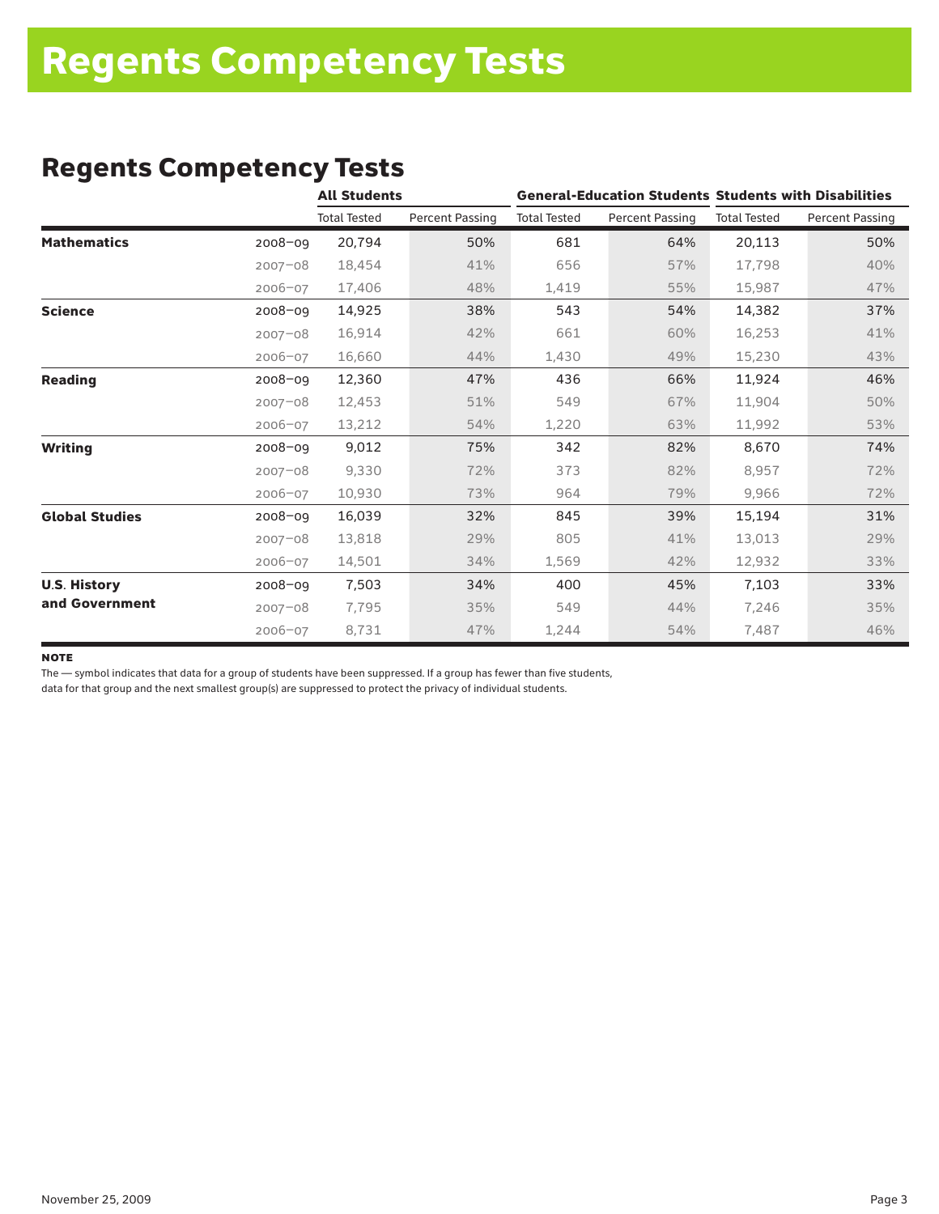# Regents Competency Tests

## Regents Competency Tests

| | | All Students | | General-Education Students | | Students with Disabilities | |
|---|---|---|---|---|---|---|---|
| | | Total Tested | Percent Passing | Total Tested | Percent Passing | Total Tested | Percent Passing |
| **Mathematics** | 2008–09 | 20,794 | 50% | 681 | 64% | 20,113 | 50% |
| | 2007–08 | 18,454 | 41% | 656 | 57% | 17,798 | 40% |
| | 2006–07 | 17,406 | 48% | 1,419 | 55% | 15,987 | 47% |
| **Science** | 2008–09 | 14,925 | 38% | 543 | 54% | 14,382 | 37% |
| | 2007–08 | 16,914 | 42% | 661 | 60% | 16,253 | 41% |
| | 2006–07 | 16,660 | 44% | 1,430 | 49% | 15,230 | 43% |
| **Reading** | 2008–09 | 12,360 | 47% | 436 | 66% | 11,924 | 46% |
| | 2007–08 | 12,453 | 51% | 549 | 67% | 11,904 | 50% |
| | 2006–07 | 13,212 | 54% | 1,220 | 63% | 11,992 | 53% |
| **Writing** | 2008–09 | 9,012 | 75% | 342 | 82% | 8,670 | 74% |
| | 2007–08 | 9,330 | 72% | 373 | 82% | 8,957 | 72% |
| | 2006–07 | 10,930 | 73% | 964 | 79% | 9,966 | 72% |
| **Global Studies** | 2008–09 | 16,039 | 32% | 845 | 39% | 15,194 | 31% |
| | 2007–08 | 13,818 | 29% | 805 | 41% | 13,013 | 29% |
| | 2006–07 | 14,501 | 34% | 1,569 | 42% | 12,932 | 33% |
| **U.S. History and Government** | 2008–09 | 7,503 | 34% | 400 | 45% | 7,103 | 33% |
| | 2007–08 | 7,795 | 35% | 549 | 44% | 7,246 | 35% |
| | 2006–07 | 8,731 | 47% | 1,244 | 54% | 7,487 | 46% |

**NOTE**

The — symbol indicates that data for a group of students have been suppressed. If a group has fewer than five students, data for that group and the next smallest group(s) are suppressed to protect the privacy of individual students.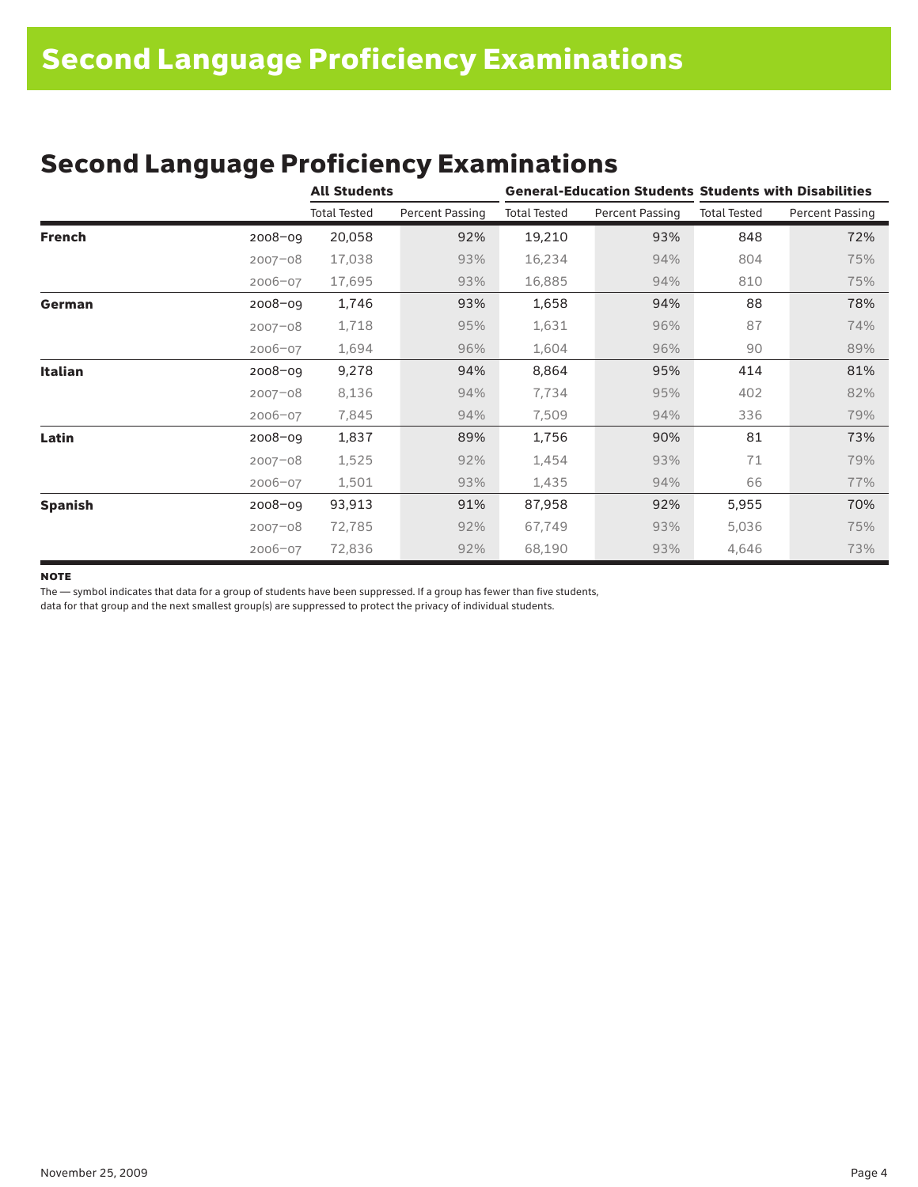# Second Language Proficiency Examinations

## Second Language Proficiency Examinations

| | | All Students | | General-Education Students | | Students with Disabilities | |
|---|---|---|---|---|---|---|---|
| | | Total Tested | Percent Passing | Total Tested | Percent Passing | Total Tested | Percent Passing |
| **French** | 2008–09 | 20,058 | 92% | 19,210 | 93% | 848 | 72% |
| | 2007–08 | 17,038 | 93% | 16,234 | 94% | 804 | 75% |
| | 2006–07 | 17,695 | 93% | 16,885 | 94% | 810 | 75% |
| **German** | 2008–09 | 1,746 | 93% | 1,658 | 94% | 88 | 78% |
| | 2007–08 | 1,718 | 95% | 1,631 | 96% | 87 | 74% |
| | 2006–07 | 1,694 | 96% | 1,604 | 96% | 90 | 89% |
| **Italian** | 2008–09 | 9,278 | 94% | 8,864 | 95% | 414 | 81% |
| | 2007–08 | 8,136 | 94% | 7,734 | 95% | 402 | 82% |
| | 2006–07 | 7,845 | 94% | 7,509 | 94% | 336 | 79% |
| **Latin** | 2008–09 | 1,837 | 89% | 1,756 | 90% | 81 | 73% |
| | 2007–08 | 1,525 | 92% | 1,454 | 93% | 71 | 79% |
| | 2006–07 | 1,501 | 93% | 1,435 | 94% | 66 | 77% |
| **Spanish** | 2008–09 | 93,913 | 91% | 87,958 | 92% | 5,955 | 70% |
| | 2007–08 | 72,785 | 92% | 67,749 | 93% | 5,036 | 75% |
| | 2006–07 | 72,836 | 92% | 68,190 | 93% | 4,646 | 73% |

**NOTE**

The — symbol indicates that data for a group of students have been suppressed. If a group has fewer than five students, data for that group and the next smallest group(s) are suppressed to protect the privacy of individual students.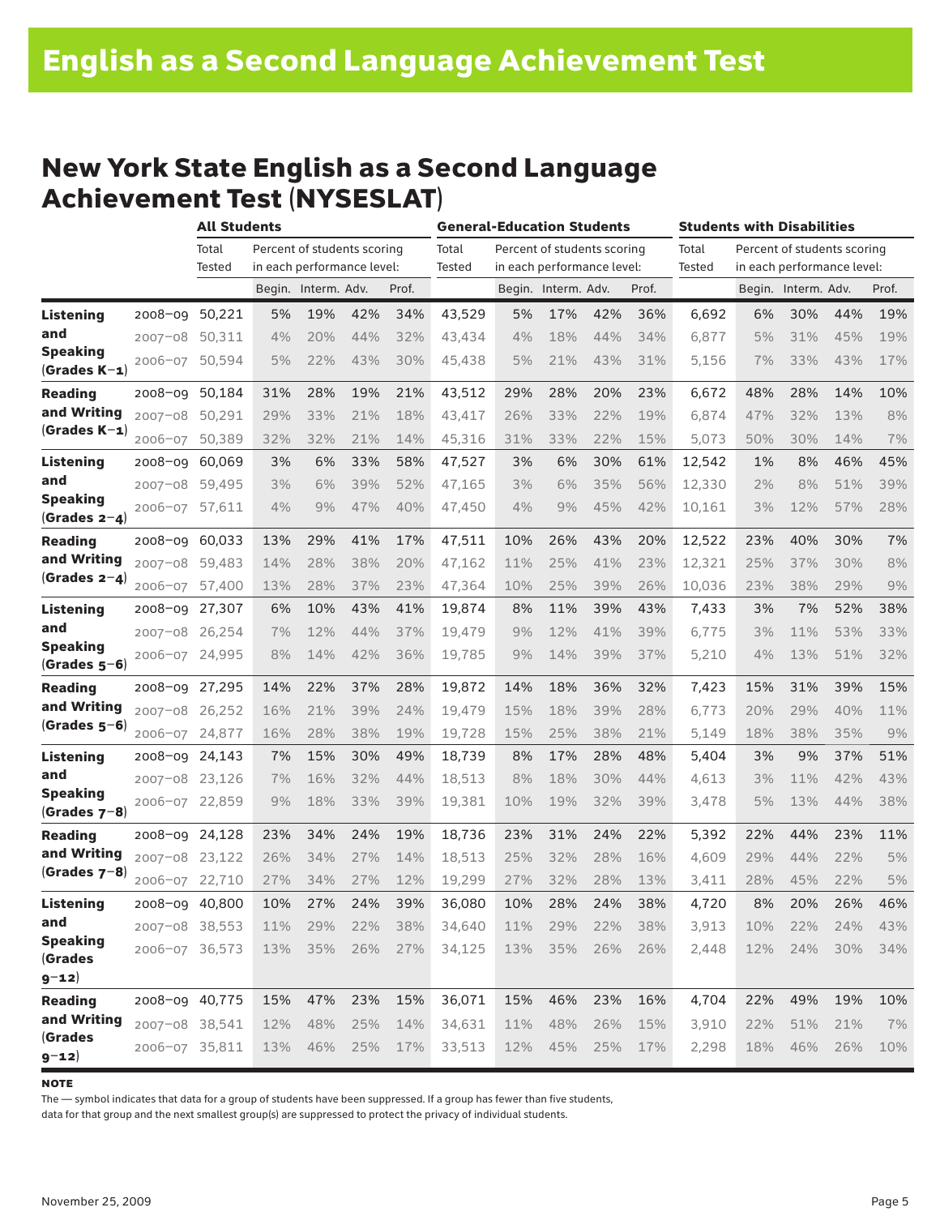# English as a Second Language Achievement Test

## New York State English as a Second Language Achievement Test (NYSESLAT)

| | | All Students | | | | | General-Education Students | | | | | Students with Disabilities | | | | |
|---|---|---|---|---|---|---|---|---|---|---|---|---|---|---|---|---|
| | | Total Tested | Percent of students scoring in each performance level: | | | | Total Tested | Percent of students scoring in each performance level: | | | | Total Tested | Percent of students scoring in each performance level: | | | |
| | | | Begin. | Interm. | Adv. | Prof. | | Begin. | Interm. | Adv. | Prof. | | Begin. | Interm. | Adv. | Prof. |
| **Listening and Speaking (Grades K–1)** | 2008–09 | 50,221 | 5% | 19% | 42% | 34% | 43,529 | 5% | 17% | 42% | 36% | 6,692 | 6% | 30% | 44% | 19% |
| | 2007–08 | 50,311 | 4% | 20% | 44% | 32% | 43,434 | 4% | 18% | 44% | 34% | 6,877 | 5% | 31% | 45% | 19% |
| | 2006–07 | 50,594 | 5% | 22% | 43% | 30% | 45,438 | 5% | 21% | 43% | 31% | 5,156 | 7% | 33% | 43% | 17% |
| **Reading and Writing (Grades K–1)** | 2008–09 | 50,184 | 31% | 28% | 19% | 21% | 43,512 | 29% | 28% | 20% | 23% | 6,672 | 48% | 28% | 14% | 10% |
| | 2007–08 | 50,291 | 29% | 33% | 21% | 18% | 43,417 | 26% | 33% | 22% | 19% | 6,874 | 47% | 32% | 13% | 8% |
| | 2006–07 | 50,389 | 32% | 32% | 21% | 14% | 45,316 | 31% | 33% | 22% | 15% | 5,073 | 50% | 30% | 14% | 7% |
| **Listening and Speaking (Grades 2–4)** | 2008–09 | 60,069 | 3% | 6% | 33% | 58% | 47,527 | 3% | 6% | 30% | 61% | 12,542 | 1% | 8% | 46% | 45% |
| | 2007–08 | 59,495 | 3% | 6% | 39% | 52% | 47,165 | 3% | 6% | 35% | 56% | 12,330 | 2% | 8% | 51% | 39% |
| | 2006–07 | 57,611 | 4% | 9% | 47% | 40% | 47,450 | 4% | 9% | 45% | 42% | 10,161 | 3% | 12% | 57% | 28% |
| **Reading and Writing (Grades 2–4)** | 2008–09 | 60,033 | 13% | 29% | 41% | 17% | 47,511 | 10% | 26% | 43% | 20% | 12,522 | 23% | 40% | 30% | 7% |
| | 2007–08 | 59,483 | 14% | 28% | 38% | 20% | 47,162 | 11% | 25% | 41% | 23% | 12,321 | 25% | 37% | 30% | 8% |
| | 2006–07 | 57,400 | 13% | 28% | 37% | 23% | 47,364 | 10% | 25% | 39% | 26% | 10,036 | 23% | 38% | 29% | 9% |
| **Listening and Speaking (Grades 5–6)** | 2008–09 | 27,307 | 6% | 10% | 43% | 41% | 19,874 | 8% | 11% | 39% | 43% | 7,433 | 3% | 7% | 52% | 38% |
| | 2007–08 | 26,254 | 7% | 12% | 44% | 37% | 19,479 | 9% | 12% | 41% | 39% | 6,775 | 3% | 11% | 53% | 33% |
| | 2006–07 | 24,995 | 8% | 14% | 42% | 36% | 19,785 | 9% | 14% | 39% | 37% | 5,210 | 4% | 13% | 51% | 32% |
| **Reading and Writing (Grades 5–6)** | 2008–09 | 27,295 | 14% | 22% | 37% | 28% | 19,872 | 14% | 18% | 36% | 32% | 7,423 | 15% | 31% | 39% | 15% |
| | 2007–08 | 26,252 | 16% | 21% | 39% | 24% | 19,479 | 15% | 18% | 39% | 28% | 6,773 | 20% | 29% | 40% | 11% |
| | 2006–07 | 24,877 | 16% | 28% | 38% | 19% | 19,728 | 15% | 25% | 38% | 21% | 5,149 | 18% | 38% | 35% | 9% |
| **Listening and Speaking (Grades 7–8)** | 2008–09 | 24,143 | 7% | 15% | 30% | 49% | 18,739 | 8% | 17% | 28% | 48% | 5,404 | 3% | 9% | 37% | 51% |
| | 2007–08 | 23,126 | 7% | 16% | 32% | 44% | 18,513 | 8% | 18% | 30% | 44% | 4,613 | 3% | 11% | 42% | 43% |
| | 2006–07 | 22,859 | 9% | 18% | 33% | 39% | 19,381 | 10% | 19% | 32% | 39% | 3,478 | 5% | 13% | 44% | 38% |
| **Reading and Writing (Grades 7–8)** | 2008–09 | 24,128 | 23% | 34% | 24% | 19% | 18,736 | 23% | 31% | 24% | 22% | 5,392 | 22% | 44% | 23% | 11% |
| | 2007–08 | 23,122 | 26% | 34% | 27% | 14% | 18,513 | 25% | 32% | 28% | 16% | 4,609 | 29% | 44% | 22% | 5% |
| | 2006–07 | 22,710 | 27% | 34% | 27% | 12% | 19,299 | 27% | 32% | 28% | 13% | 3,411 | 28% | 45% | 22% | 5% |
| **Listening and Speaking (Grades 9–12)** | 2008–09 | 40,800 | 10% | 27% | 24% | 39% | 36,080 | 10% | 28% | 24% | 38% | 4,720 | 8% | 20% | 26% | 46% |
| | 2007–08 | 38,553 | 11% | 29% | 22% | 38% | 34,640 | 11% | 29% | 22% | 38% | 3,913 | 10% | 22% | 24% | 43% |
| | 2006–07 | 36,573 | 13% | 35% | 26% | 27% | 34,125 | 13% | 35% | 26% | 26% | 2,448 | 12% | 24% | 30% | 34% |
| **Reading and Writing (Grades 9–12)** | 2008–09 | 40,775 | 15% | 47% | 23% | 15% | 36,071 | 15% | 46% | 23% | 16% | 4,704 | 22% | 49% | 19% | 10% |
| | 2007–08 | 38,541 | 12% | 48% | 25% | 14% | 34,631 | 11% | 48% | 26% | 15% | 3,910 | 22% | 51% | 21% | 7% |
| | 2006–07 | 35,811 | 13% | 46% | 25% | 17% | 33,513 | 12% | 45% | 25% | 17% | 2,298 | 18% | 46% | 26% | 10% |

**NOTE**

The — symbol indicates that data for a group of students have been suppressed. If a group has fewer than five students, data for that group and the next smallest group(s) are suppressed to protect the privacy of individual students.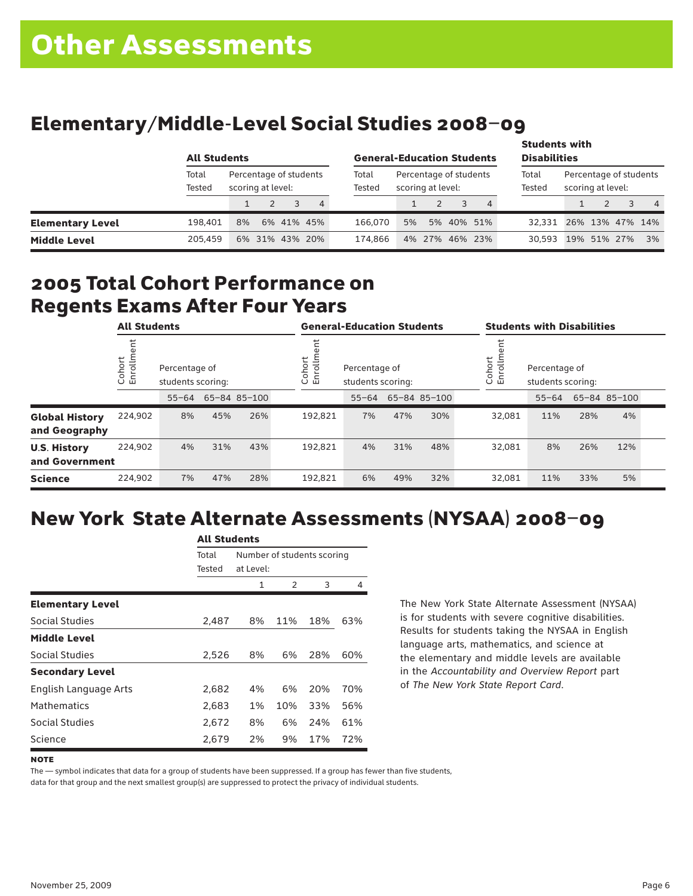# Other Assessments

## Elementary/Middle-Level Social Studies 2008–09

| | All Students | | | | | General-Education Students | | | | | Students with Disabilities | | | | |
|---|---|---|---|---|---|---|---|---|---|---|---|---|---|---|---|
| | Total Tested | Percentage of students scoring at level: | | | | Total Tested | Percentage of students scoring at level: | | | | Total Tested | Percentage of students scoring at level: | | | |
| | | 1 | 2 | 3 | 4 | | 1 | 2 | 3 | 4 | | 1 | 2 | 3 | 4 |
| **Elementary Level** | 198,401 | 8% | 6% | 41% | 45% | 166,070 | 5% | 5% | 40% | 51% | 32,331 | 26% | 13% | 47% | 14% |
| **Middle Level** | 205,459 | 6% | 31% | 43% | 20% | 174,866 | 4% | 27% | 46% | 23% | 30,593 | 19% | 51% | 27% | 3% |

## 2005 Total Cohort Performance on Regents Exams After Four Years

| | All Students | | | | General-Education Students | | | | Students with Disabilities | | | |
|---|---|---|---|---|---|---|---|---|---|---|---|---|
| | Cohort Enrollment | Percentage of students scoring: | | | Cohort Enrollment | Percentage of students scoring: | | | Cohort Enrollment | Percentage of students scoring: | | |
| | | 55–64 | 65–84 | 85–100 | | 55–64 | 65–84 | 85–100 | | 55–64 | 65–84 | 85–100 |
| **Global History and Geography** | 224,902 | 8% | 45% | 26% | 192,821 | 7% | 47% | 30% | 32,081 | 11% | 28% | 4% |
| **U.S. History and Government** | 224,902 | 4% | 31% | 43% | 192,821 | 4% | 31% | 48% | 32,081 | 8% | 26% | 12% |
| **Science** | 224,902 | 7% | 47% | 28% | 192,821 | 6% | 49% | 32% | 32,081 | 11% | 33% | 5% |

## New York State Alternate Assessments (NYSAA) 2008–09

| | All Students | | | | |
|---|---|---|---|---|---|
| | Total Tested | Number of students scoring at Level: | | | |
| | | 1 | 2 | 3 | 4 |
| **Elementary Level** | | | | | |
| Social Studies | 2,487 | 8% | 11% | 18% | 63% |
| **Middle Level** | | | | | |
| Social Studies | 2,526 | 8% | 6% | 28% | 60% |
| **Secondary Level** | | | | | |
| English Language Arts | 2,682 | 4% | 6% | 20% | 70% |
| Mathematics | 2,683 | 1% | 10% | 33% | 56% |
| Social Studies | 2,672 | 8% | 6% | 24% | 61% |
| Science | 2,679 | 2% | 9% | 17% | 72% |

The New York State Alternate Assessment (NYSAA) is for students with severe cognitive disabilities. Results for students taking the NYSAA in English language arts, mathematics, and science at the elementary and middle levels are available in the *Accountability and Overview Report* part of *The New York State Report Card*.

**NOTE**

The — symbol indicates that data for a group of students have been suppressed. If a group has fewer than five students, data for that group and the next smallest group(s) are suppressed to protect the privacy of individual students.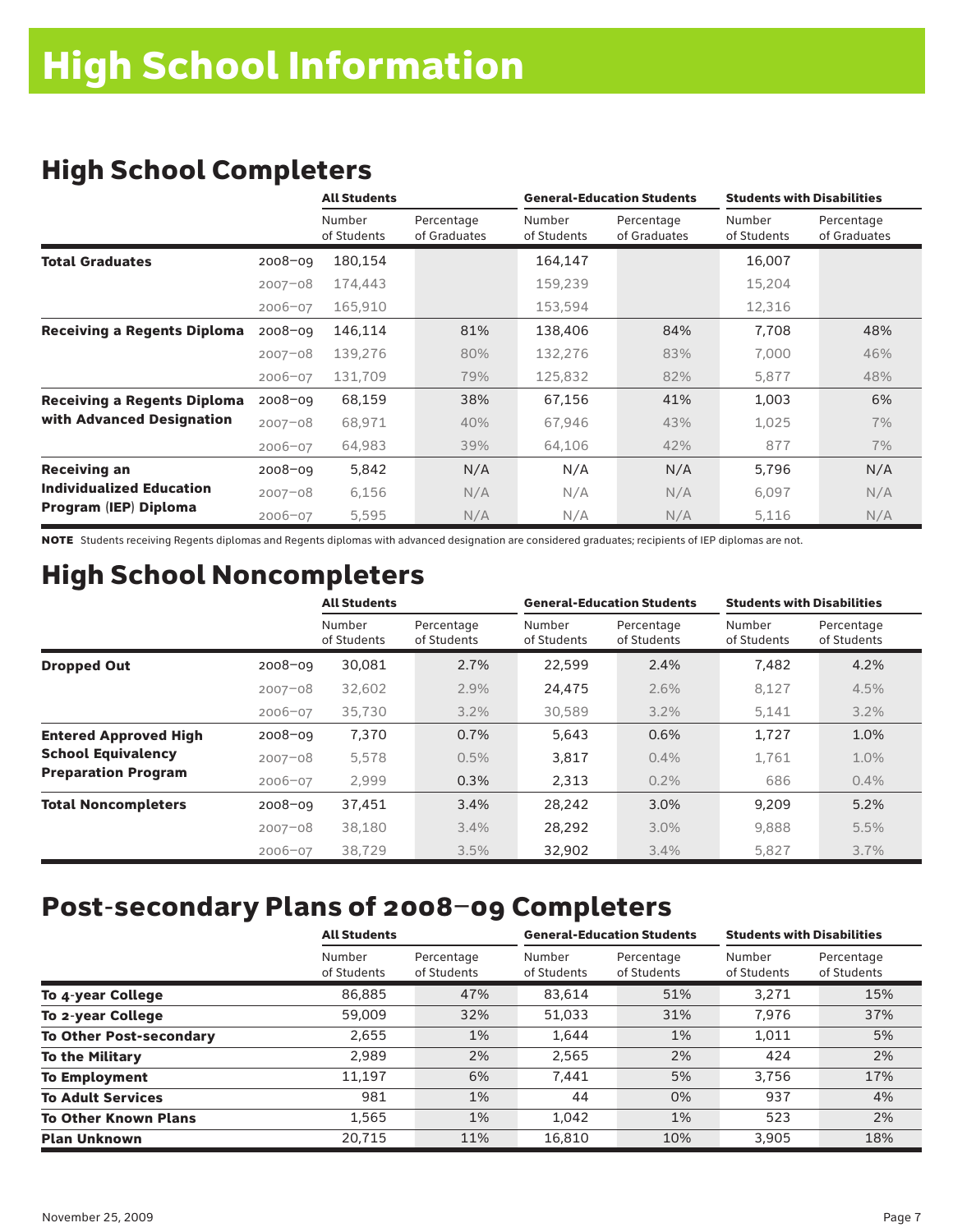# High School Information

## High School Completers

| | | All Students | | General-Education Students | | Students with Disabilities | |
|---|---|---|---|---|---|---|---|
| | | Number of Students | Percentage of Graduates | Number of Students | Percentage of Graduates | Number of Students | Percentage of Graduates |
| **Total Graduates** | 2008–09 | 180,154 | | 164,147 | | 16,007 | |
| | 2007–08 | 174,443 | | 159,239 | | 15,204 | |
| | 2006–07 | 165,910 | | 153,594 | | 12,316 | |
| **Receiving a Regents Diploma** | 2008–09 | 146,114 | 81% | 138,406 | 84% | 7,708 | 48% |
| | 2007–08 | 139,276 | 80% | 132,276 | 83% | 7,000 | 46% |
| | 2006–07 | 131,709 | 79% | 125,832 | 82% | 5,877 | 48% |
| **Receiving a Regents Diploma with Advanced Designation** | 2008–09 | 68,159 | 38% | 67,156 | 41% | 1,003 | 6% |
| | 2007–08 | 68,971 | 40% | 67,946 | 43% | 1,025 | 7% |
| | 2006–07 | 64,983 | 39% | 64,106 | 42% | 877 | 7% |
| **Receiving an Individualized Education Program (IEP) Diploma** | 2008–09 | 5,842 | N/A | N/A | N/A | 5,796 | N/A |
| | 2007–08 | 6,156 | N/A | N/A | N/A | 6,097 | N/A |
| | 2006–07 | 5,595 | N/A | N/A | N/A | 5,116 | N/A |

**NOTE** Students receiving Regents diplomas and Regents diplomas with advanced designation are considered graduates; recipients of IEP diplomas are not.

## High School Noncompleters

| | | All Students | | General-Education Students | | Students with Disabilities | |
|---|---|---|---|---|---|---|---|
| | | Number of Students | Percentage of Students | Number of Students | Percentage of Students | Number of Students | Percentage of Students |
| **Dropped Out** | 2008–09 | 30,081 | 2.7% | 22,599 | 2.4% | 7,482 | 4.2% |
| | 2007–08 | 32,602 | 2.9% | 24,475 | 2.6% | 8,127 | 4.5% |
| | 2006–07 | 35,730 | 3.2% | 30,589 | 3.2% | 5,141 | 3.2% |
| **Entered Approved High School Equivalency Preparation Program** | 2008–09 | 7,370 | 0.7% | 5,643 | 0.6% | 1,727 | 1.0% |
| | 2007–08 | 5,578 | 0.5% | 3,817 | 0.4% | 1,761 | 1.0% |
| | 2006–07 | 2,999 | 0.3% | 2,313 | 0.2% | 686 | 0.4% |
| **Total Noncompleters** | 2008–09 | 37,451 | 3.4% | 28,242 | 3.0% | 9,209 | 5.2% |
| | 2007–08 | 38,180 | 3.4% | 28,292 | 3.0% | 9,888 | 5.5% |
| | 2006–07 | 38,729 | 3.5% | 32,902 | 3.4% | 5,827 | 3.7% |

## Post-secondary Plans of 2008–09 Completers

| | All Students | | General-Education Students | | Students with Disabilities | |
|---|---|---|---|---|---|---|
| | Number of Students | Percentage of Students | Number of Students | Percentage of Students | Number of Students | Percentage of Students |
| **To 4-year College** | 86,885 | 47% | 83,614 | 51% | 3,271 | 15% |
| **To 2-year College** | 59,009 | 32% | 51,033 | 31% | 7,976 | 37% |
| **To Other Post-secondary** | 2,655 | 1% | 1,644 | 1% | 1,011 | 5% |
| **To the Military** | 2,989 | 2% | 2,565 | 2% | 424 | 2% |
| **To Employment** | 11,197 | 6% | 7,441 | 5% | 3,756 | 17% |
| **To Adult Services** | 981 | 1% | 44 | 0% | 937 | 4% |
| **To Other Known Plans** | 1,565 | 1% | 1,042 | 1% | 523 | 2% |
| **Plan Unknown** | 20,715 | 11% | 16,810 | 10% | 3,905 | 18% |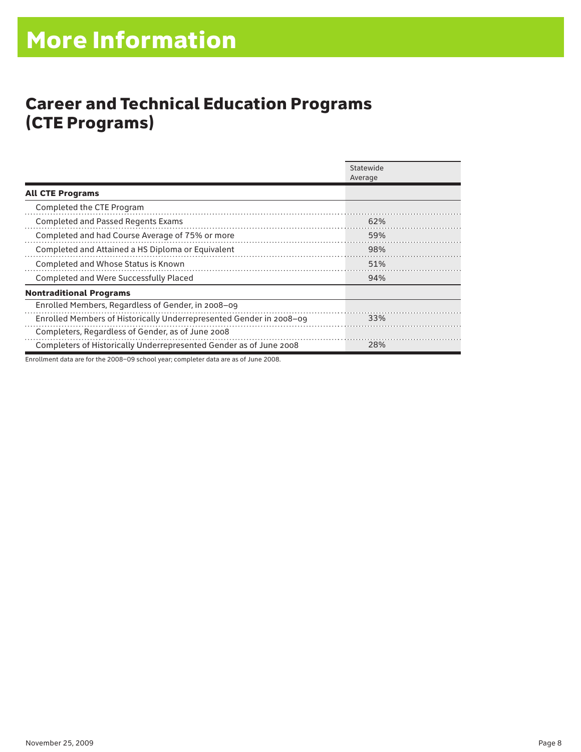# More Information

## Career and Technical Education Programs (CTE Programs)

| | Statewide Average |
|---|---|
| **All CTE Programs** | |
| Completed the CTE Program | |
| Completed and Passed Regents Exams | 62% |
| Completed and had Course Average of 75% or more | 59% |
| Completed and Attained a HS Diploma or Equivalent | 98% |
| Completed and Whose Status is Known | 51% |
| Completed and Were Successfully Placed | 94% |
| **Nontraditional Programs** | |
| Enrolled Members, Regardless of Gender, in 2008–09 | |
| Enrolled Members of Historically Underrepresented Gender in 2008–09 | 33% |
| Completers, Regardless of Gender, as of June 2008 | |
| Completers of Historically Underrepresented Gender as of June 2008 | 28% |

Enrollment data are for the 2008–09 school year; completer data are as of June 2008.